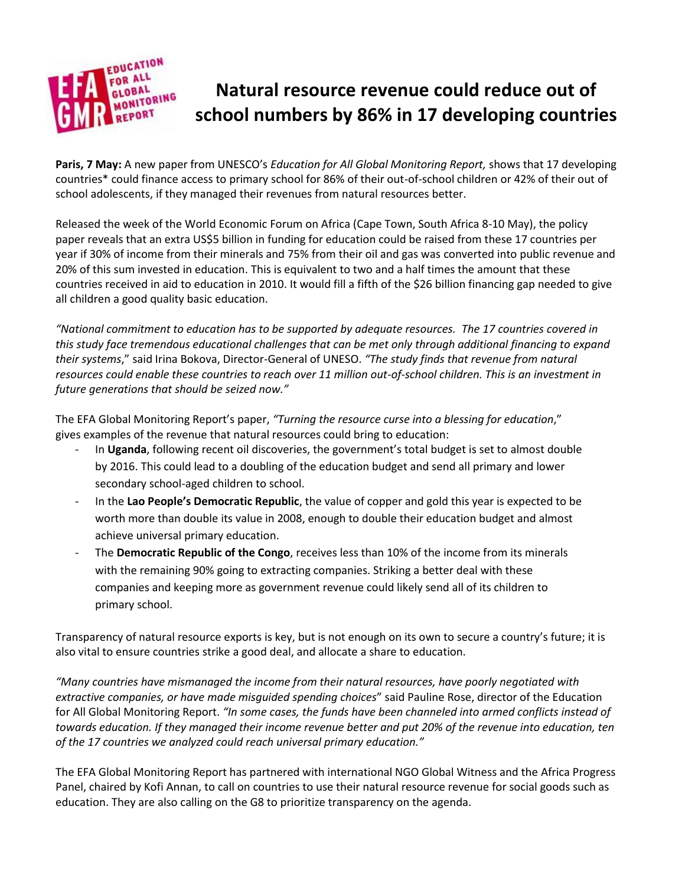# Natural resource revenue could reduce out of school numbers by 86% in 17 developing countries

**Paris, 7 May:** A new paper from UNESCO's *Education for All Global Monitoring Report,* shows that 17 developing countries* could finance access to primary school for 86% of their out-of-school children or 42% of their out of school adolescents, if they managed their revenues from natural resources better.

Released the week of the World Economic Forum on Africa (Cape Town, South Africa 8-10 May), the policy paper reveals that an extra US$5 billion in funding for education could be raised from these 17 countries per year if 30% of income from their minerals and 75% from their oil and gas was converted into public revenue and 20% of this sum invested in education. This is equivalent to two and a half times the amount that these countries received in aid to education in 2010. It would fill a fifth of the $26 billion financing gap needed to give all children a good quality basic education.

*"National commitment to education has to be supported by adequate resources. The 17 countries covered in this study face tremendous educational challenges that can be met only through additional financing to expand their systems*," said Irina Bokova, Director-General of UNESO. *"The study finds that revenue from natural resources could enable these countries to reach over 11 million out-of-school children. This is an investment in future generations that should be seized now."*

The EFA Global Monitoring Report's paper, *"Turning the resource curse into a blessing for education*," gives examples of the revenue that natural resources could bring to education:

- In **Uganda**, following recent oil discoveries, the government's total budget is set to almost double by 2016. This could lead to a doubling of the education budget and send all primary and lower secondary school-aged children to school.
- In the **Lao People's Democratic Republic**, the value of copper and gold this year is expected to be worth more than double its value in 2008, enough to double their education budget and almost achieve universal primary education.
- The **Democratic Republic of the Congo**, receives less than 10% of the income from its minerals with the remaining 90% going to extracting companies. Striking a better deal with these companies and keeping more as government revenue could likely send all of its children to primary school.

Transparency of natural resource exports is key, but is not enough on its own to secure a country's future; it is also vital to ensure countries strike a good deal, and allocate a share to education.

*"Many countries have mismanaged the income from their natural resources, have poorly negotiated with extractive companies, or have made misguided spending choices*" said Pauline Rose, director of the Education for All Global Monitoring Report. *"In some cases, the funds have been channeled into armed conflicts instead of towards education. If they managed their income revenue better and put 20% of the revenue into education, ten of the 17 countries we analyzed could reach universal primary education."*

The EFA Global Monitoring Report has partnered with international NGO Global Witness and the Africa Progress Panel, chaired by Kofi Annan, to call on countries to use their natural resource revenue for social goods such as education. They are also calling on the G8 to prioritize transparency on the agenda.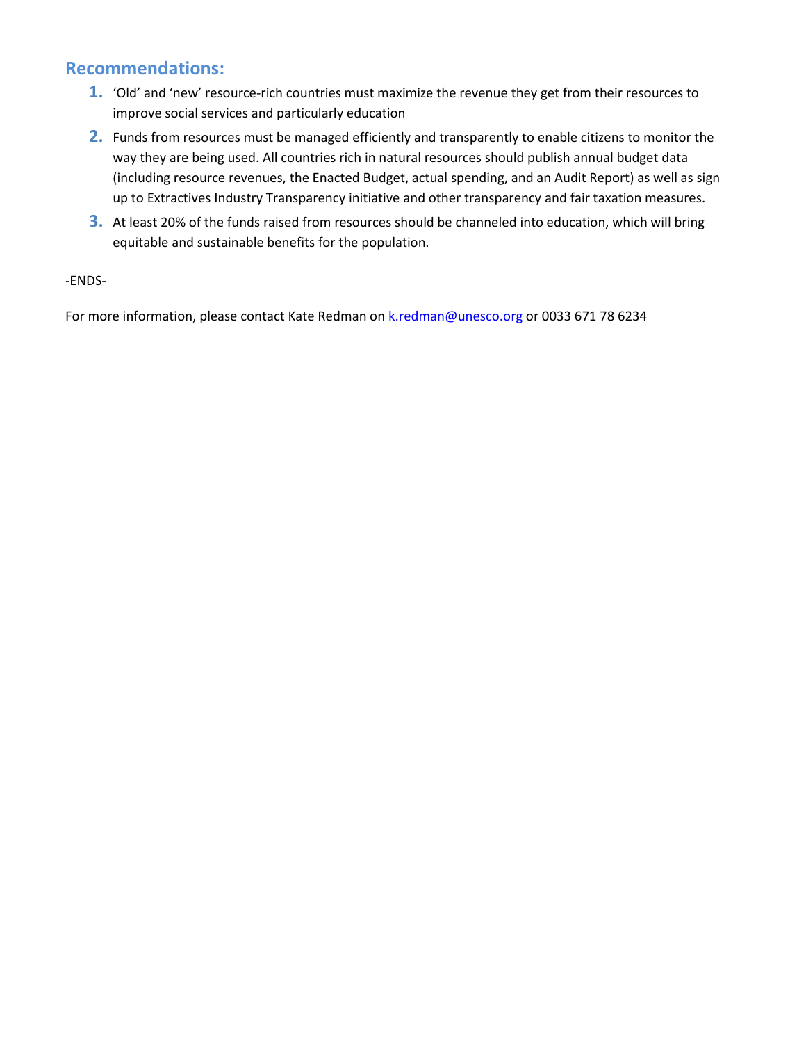## Recommendations:

1. 'Old' and 'new' resource-rich countries must maximize the revenue they get from their resources to improve social services and particularly education
2. Funds from resources must be managed efficiently and transparently to enable citizens to monitor the way they are being used. All countries rich in natural resources should publish annual budget data (including resource revenues, the Enacted Budget, actual spending, and an Audit Report) as well as sign up to Extractives Industry Transparency initiative and other transparency and fair taxation measures.
3. At least 20% of the funds raised from resources should be channeled into education, which will bring equitable and sustainable benefits for the population.

-ENDS-

For more information, please contact Kate Redman on k.redman@unesco.org or 0033 671 78 6234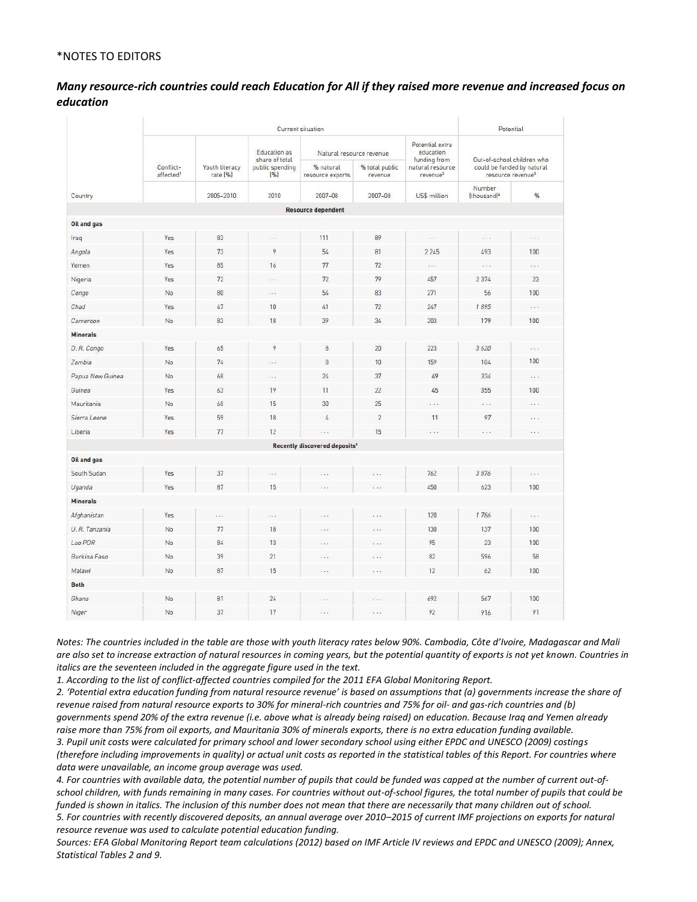*NOTES TO EDITORS

***Many resource-rich countries could reach Education for All if they raised more revenue and increased focus on education***

| | Current situation | | | | | | Potential | |
|---|---|---|---|---|---|---|---|---|
| | Conflict-affected[1] | Youth literacy rate (%) | Education as share of total public spending (%) | Natural resource revenue | | Potential extra education funding from natural resource revenue[2] | Out-of-school children who could be funded by natural resource revenue[3] | |
| | | | | % natural resource exports | % total public revenue | | | |
| Country | | 2005–2010 | 2010 | 2007–08 | 2007–08 | US$ million | Number (thousand)[4] | % |
| **Resource dependent** | | | | | | | | |
| **Oil and gas** | | | | | | | | |
| Iraq | Yes | 83 | ... | 111 | 89 | ... | ... | ... |
| *Angola* | Yes | 73 | 9 | 54 | 81 | 2 245 | 493 | 100 |
| Yemen | Yes | 85 | 16 | 77 | 72 | ... | ... | ... |
| Nigeria | Yes | 72 | ... | 72 | 79 | 457 | 2 374 | 23 |
| *Congo* | No | 80 | ... | 54 | 83 | 271 | 56 | 100 |
| *Chad* | Yes | 47 | 10 | 41 | 72 | 247 | *1 895* | ... |
| *Cameroon* | No | 83 | 18 | 39 | 34 | 203 | 179 | 100 |
| **Minerals** | | | | | | | | |
| *D. R. Congo* | Yes | 65 | 9 | 8 | 20 | 223 | *3 620* | ... |
| *Zambia* | No | 74 | ... | 8 | 10 | 159 | 184 | 100 |
| *Papua New Guinea* | No | 68 | ... | 24 | 37 | 49 | *334* | ... |
| *Guinea* | Yes | 63 | 19 | 11 | 22 | 45 | 355 | 100 |
| Mauritania | No | 68 | 15 | 30 | 25 | ... | ... | ... |
| *Sierra Leone* | Yes | 59 | 18 | 4 | 2 | 11 | *97* | ... |
| Liberia | Yes | 77 | 12 | ... | 15 | ... | ... | ... |
| **Recently discovered deposits[5]** | | | | | | | | |
| **Oil and gas** | | | | | | | | |
| South Sudan | Yes | 37 | ... | ... | ... | 762 | *3 876* | ... |
| *Uganda* | Yes | 87 | 15 | ... | ... | 450 | 623 | 100 |
| **Minerals** | | | | | | | | |
| Afghanistan | Yes | ... | ... | ... | ... | 120 | *1 786* | ... |
| *U. R. Tanzania* | No | 77 | 18 | ... | ... | 130 | 137 | 100 |
| *Lao PDR* | No | 84 | 13 | ... | ... | 95 | 23 | 100 |
| *Burkina Faso* | No | 39 | 21 | ... | ... | 82 | 596 | 58 |
| *Malawi* | No | 87 | 15 | ... | ... | 12 | 62 | 100 |
| **Both** | | | | | | | | |
| *Ghana* | No | 81 | 24 | ... | ... | 692 | 567 | 100 |
| *Niger* | No | 37 | 17 | ... | ... | 92 | 916 | 91 |

*Notes: The countries included in the table are those with youth literacy rates below 90%. Cambodia, Côte d'Ivoire, Madagascar and Mali are also set to increase extraction of natural resources in coming years, but the potential quantity of exports is not yet known. Countries in italics are the seventeen included in the aggregate figure used in the text.*

*1. According to the list of conflict-affected countries compiled for the 2011 EFA Global Monitoring Report.*

*2. 'Potential extra education funding from natural resource revenue' is based on assumptions that (a) governments increase the share of revenue raised from natural resource exports to 30% for mineral-rich countries and 75% for oil- and gas-rich countries and (b) governments spend 20% of the extra revenue (i.e. above what is already being raised) on education. Because Iraq and Yemen already raise more than 75% from oil exports, and Mauritania 30% of minerals exports, there is no extra education funding available.*

*3. Pupil unit costs were calculated for primary school and lower secondary school using either EPDC and UNESCO (2009) costings (therefore including improvements in quality) or actual unit costs as reported in the statistical tables of this Report. For countries where data were unavailable, an income group average was used.*

*4. For countries with available data, the potential number of pupils that could be funded was capped at the number of current out-of-school children, with funds remaining in many cases. For countries without out-of-school figures, the total number of pupils that could be funded is shown in italics. The inclusion of this number does not mean that there are necessarily that many children out of school.*

*5. For countries with recently discovered deposits, an annual average over 2010–2015 of current IMF projections on exports for natural resource revenue was used to calculate potential education funding.*

*Sources: EFA Global Monitoring Report team calculations (2012) based on IMF Article IV reviews and EPDC and UNESCO (2009); Annex, Statistical Tables 2 and 9.*